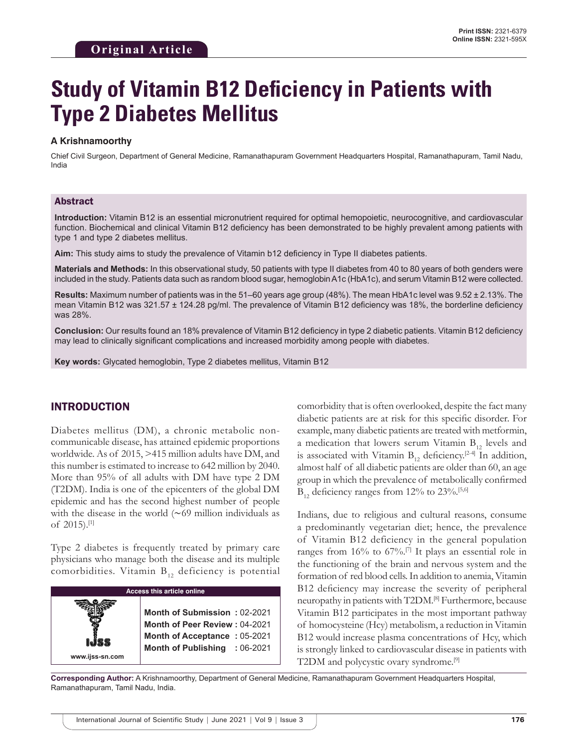Original Article

Print ISSN: 2321-6379
Online ISSN: 2321-595X

# Study of Vitamin B12 Deficiency in Patients with Type 2 Diabetes Mellitus

**A Krishnamoorthy**

Chief Civil Surgeon, Department of General Medicine, Ramanathapuram Government Headquarters Hospital, Ramanathapuram, Tamil Nadu, India

## Abstract

**Introduction:** Vitamin B12 is an essential micronutrient required for optimal hemopoietic, neurocognitive, and cardiovascular function. Biochemical and clinical Vitamin B12 deficiency has been demonstrated to be highly prevalent among patients with type 1 and type 2 diabetes mellitus.

**Aim:** This study aims to study the prevalence of Vitamin b12 deficiency in Type II diabetes patients.

**Materials and Methods:** In this observational study, 50 patients with type II diabetes from 40 to 80 years of both genders were included in the study. Patients data such as random blood sugar, hemoglobin A1c (HbA1c), and serum Vitamin B12 were collected.

**Results:** Maximum number of patients was in the 51–60 years age group (48%). The mean HbA1c level was 9.52 ± 2.13%. The mean Vitamin B12 was 321.57 ± 124.28 pg/ml. The prevalence of Vitamin B12 deficiency was 18%, the borderline deficiency was 28%.

**Conclusion:** Our results found an 18% prevalence of Vitamin B12 deficiency in type 2 diabetic patients. Vitamin B12 deficiency may lead to clinically significant complications and increased morbidity among people with diabetes.

**Key words:** Glycated hemoglobin, Type 2 diabetes mellitus, Vitamin B12

## INTRODUCTION

Diabetes mellitus (DM), a chronic metabolic non-communicable disease, has attained epidemic proportions worldwide. As of 2015, >415 million adults have DM, and this number is estimated to increase to 642 million by 2040. More than 95% of all adults with DM have type 2 DM (T2DM). India is one of the epicenters of the global DM epidemic and has the second highest number of people with the disease in the world (∼69 million individuals as of 2015).[1]

Type 2 diabetes is frequently treated by primary care physicians who manage both the disease and its multiple comorbidities. Vitamin $B_{12}$ deficiency is potential comorbidity that is often overlooked, despite the fact many diabetic patients are at risk for this specific disorder. For example, many diabetic patients are treated with metformin, a medication that lowers serum Vitamin $B_{12}$ levels and is associated with Vitamin $B_{12}$ deficiency.[2-4] In addition, almost half of all diabetic patients are older than 60, an age group in which the prevalence of metabolically confirmed $B_{12}$ deficiency ranges from 12% to 23%.[5,6]

Indians, due to religious and cultural reasons, consume a predominantly vegetarian diet; hence, the prevalence of Vitamin B12 deficiency in the general population ranges from 16% to 67%.[7] It plays an essential role in the functioning of the brain and nervous system and the formation of red blood cells. In addition to anemia, Vitamin B12 deficiency may increase the severity of peripheral neuropathy in patients with T2DM.[8] Furthermore, because Vitamin B12 participates in the most important pathway of homocysteine (Hcy) metabolism, a reduction in Vitamin B12 would increase plasma concentrations of Hcy, which is strongly linked to cardiovascular disease in patients with T2DM and polycystic ovary syndrome.[9]

**Access this article online**

www.ijss-sn.com

**Month of Submission :** 02-2021
**Month of Peer Review :** 04-2021
**Month of Acceptance :** 05-2021
**Month of Publishing :** 06-2021

**Corresponding Author:** A Krishnamoorthy, Department of General Medicine, Ramanathapuram Government Headquarters Hospital, Ramanathapuram, Tamil Nadu, India.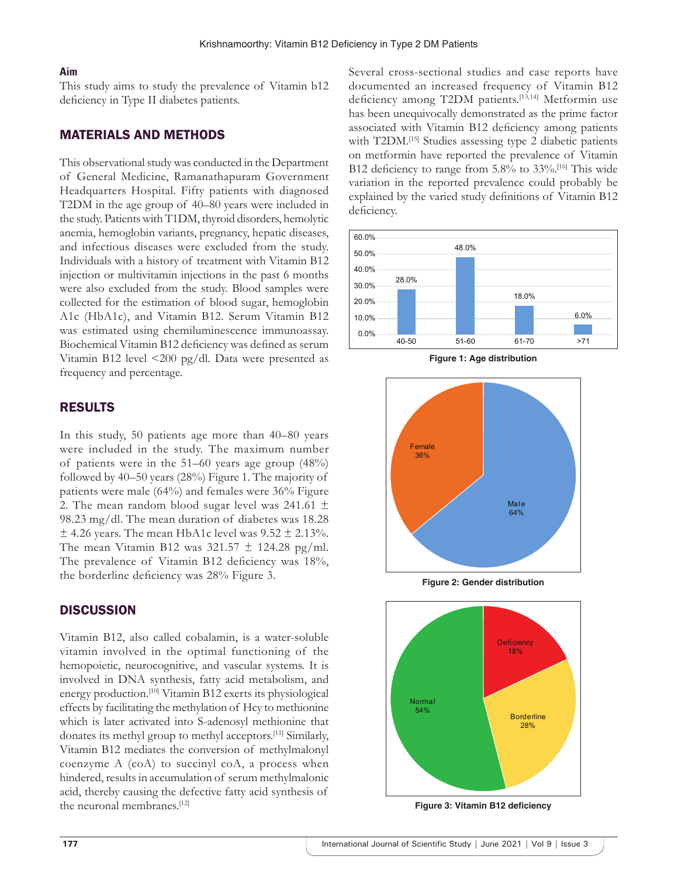### Aim

This study aims to study the prevalence of Vitamin b12 deficiency in Type II diabetes patients.

## MATERIALS AND METHODS

This observational study was conducted in the Department of General Medicine, Ramanathapuram Government Headquarters Hospital. Fifty patients with diagnosed T2DM in the age group of 40–80 years were included in the study. Patients with T1DM, thyroid disorders, hemolytic anemia, hemoglobin variants, pregnancy, hepatic diseases, and infectious diseases were excluded from the study. Individuals with a history of treatment with Vitamin B12 injection or multivitamin injections in the past 6 months were also excluded from the study. Blood samples were collected for the estimation of blood sugar, hemoglobin A1c (HbA1c), and Vitamin B12. Serum Vitamin B12 was estimated using chemiluminescence immunoassay. Biochemical Vitamin B12 deficiency was defined as serum Vitamin B12 level <200 pg/dl. Data were presented as frequency and percentage.

## RESULTS

In this study, 50 patients age more than 40–80 years were included in the study. The maximum number of patients were in the 51–60 years age group (48%) followed by 40–50 years (28%) Figure 1. The majority of patients were male (64%) and females were 36% Figure 2. The mean random blood sugar level was 241.61 ± 98.23 mg/dl. The mean duration of diabetes was 18.28 ± 4.26 years. The mean HbA1c level was 9.52 ± 2.13%. The mean Vitamin B12 was 321.57 ± 124.28 pg/ml. The prevalence of Vitamin B12 deficiency was 18%, the borderline deficiency was 28% Figure 3.

## DISCUSSION

Vitamin B12, also called cobalamin, is a water-soluble vitamin involved in the optimal functioning of the hemopoietic, neurocognitive, and vascular systems. It is involved in DNA synthesis, fatty acid metabolism, and energy production.[10] Vitamin B12 exerts its physiological effects by facilitating the methylation of Hcy to methionine which is later activated into S-adenosyl methionine that donates its methyl group to methyl acceptors.[11] Similarly, Vitamin B12 mediates the conversion of methylmalonyl coenzyme A (coA) to succinyl coA, a process when hindered, results in accumulation of serum methylmalonic acid, thereby causing the defective fatty acid synthesis of the neuronal membranes.[12]

Several cross-sectional studies and case reports have documented an increased frequency of Vitamin B12 deficiency among T2DM patients.[13,14] Metformin use has been unequivocally demonstrated as the prime factor associated with Vitamin B12 deficiency among patients with T2DM.[15] Studies assessing type 2 diabetic patients on metformin have reported the prevalence of Vitamin B12 deficiency to range from 5.8% to 33%.[16] This wide variation in the reported prevalence could probably be explained by the varied study definitions of Vitamin B12 deficiency.

| Age group | Percentage |
|---|---|
| 40-50 | 28.0% |
| 51-60 | 48.0% |
| 61-70 | 18.0% |
| >71 | 6.0% |

**Figure 1: Age distribution**

| Gender | Percentage |
|---|---|
| Male | 64% |
| Female | 36% |

**Figure 2: Gender distribution**

| Vitamin B12 status | Percentage |
|---|---|
| Deficiency | 18% |
| Borderline | 28% |
| Normal | 54% |

**Figure 3: Vitamin B12 deficiency**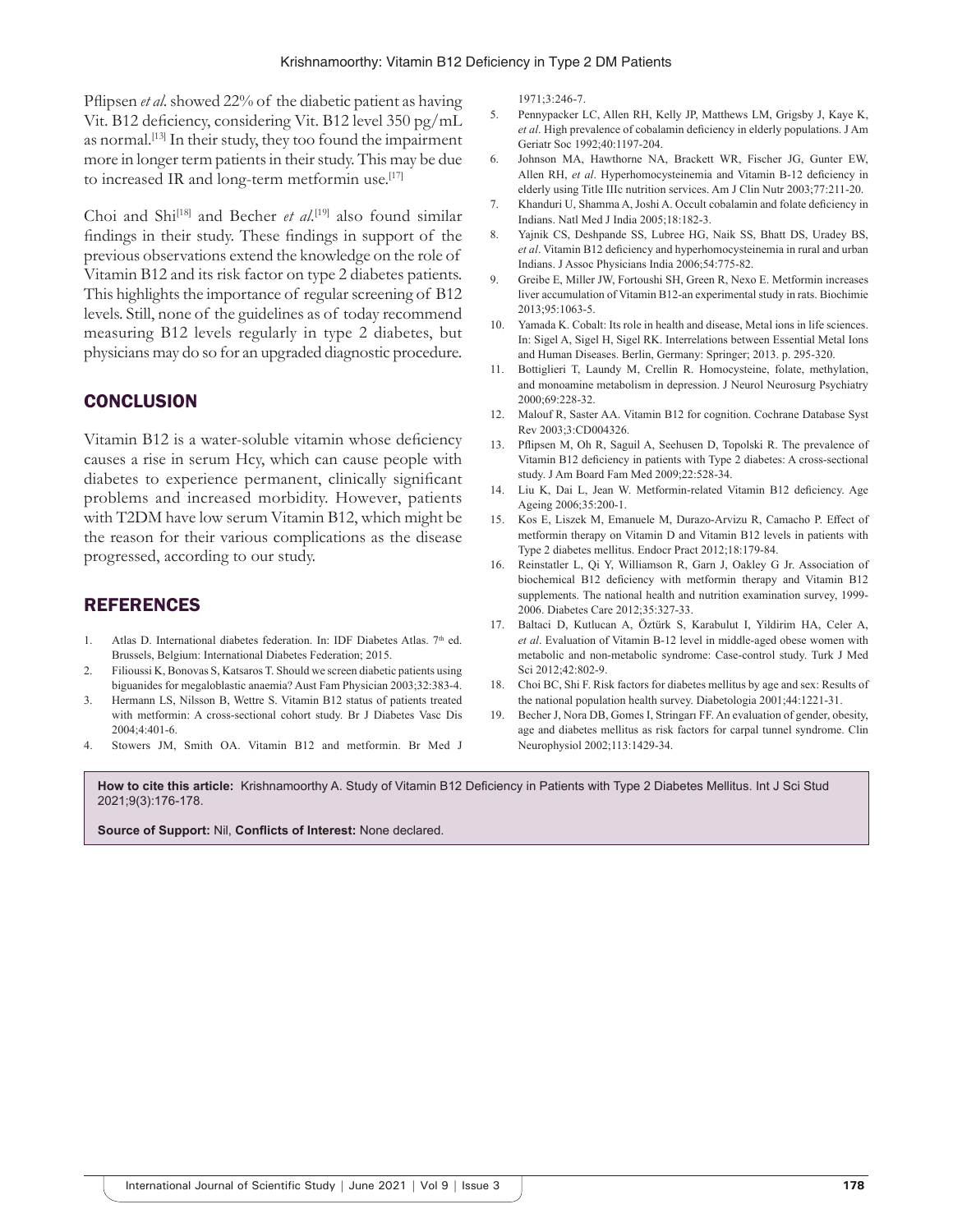Pflipsen *et al*. showed 22% of the diabetic patient as having Vit. B12 deficiency, considering Vit. B12 level 350 pg/mL as normal.[13] In their study, they too found the impairment more in longer term patients in their study. This may be due to increased IR and long-term metformin use.[17]

Choi and Shi[18] and Becher *et al*.[19] also found similar findings in their study. These findings in support of the previous observations extend the knowledge on the role of Vitamin B12 and its risk factor on type 2 diabetes patients. This highlights the importance of regular screening of B12 levels. Still, none of the guidelines as of today recommend measuring B12 levels regularly in type 2 diabetes, but physicians may do so for an upgraded diagnostic procedure.

## CONCLUSION

Vitamin B12 is a water-soluble vitamin whose deficiency causes a rise in serum Hcy, which can cause people with diabetes to experience permanent, clinically significant problems and increased morbidity. However, patients with T2DM have low serum Vitamin B12, which might be the reason for their various complications as the disease progressed, according to our study.

## REFERENCES

1. Atlas D. International diabetes federation. In: IDF Diabetes Atlas. 7th ed. Brussels, Belgium: International Diabetes Federation; 2015.
2. Filioussi K, Bonovas S, Katsaros T. Should we screen diabetic patients using biguanides for megaloblastic anaemia? Aust Fam Physician 2003;32:383-4.
3. Hermann LS, Nilsson B, Wettre S. Vitamin B12 status of patients treated with metformin: A cross-sectional cohort study. Br J Diabetes Vasc Dis 2004;4:401-6.
4. Stowers JM, Smith OA. Vitamin B12 and metformin. Br Med J 1971;3:246-7.
5. Pennypacker LC, Allen RH, Kelly JP, Matthews LM, Grigsby J, Kaye K, *et al*. High prevalence of cobalamin deficiency in elderly populations. J Am Geriatr Soc 1992;40:1197-204.
6. Johnson MA, Hawthorne NA, Brackett WR, Fischer JG, Gunter EW, Allen RH, *et al*. Hyperhomocysteinemia and Vitamin B-12 deficiency in elderly using Title IIIc nutrition services. Am J Clin Nutr 2003;77:211-20.
7. Khanduri U, Shamma A, Joshi A. Occult cobalamin and folate deficiency in Indians. Natl Med J India 2005;18:182-3.
8. Yajnik CS, Deshpande SS, Lubree HG, Naik SS, Bhatt DS, Uradey BS, *et al*. Vitamin B12 deficiency and hyperhomocysteinemia in rural and urban Indians. J Assoc Physicians India 2006;54:775-82.
9. Greibe E, Miller JW, Fortoushi SH, Green R, Nexo E. Metformin increases liver accumulation of Vitamin B12-an experimental study in rats. Biochimie 2013;95:1063-5.
10. Yamada K. Cobalt: Its role in health and disease, Metal ions in life sciences. In: Sigel A, Sigel H, Sigel RK. Interrelations between Essential Metal Ions and Human Diseases. Berlin, Germany: Springer; 2013. p. 295-320.
11. Bottiglieri T, Laundy M, Crellin R. Homocysteine, folate, methylation, and monoamine metabolism in depression. J Neurol Neurosurg Psychiatry 2000;69:228-32.
12. Malouf R, Saster AA. Vitamin B12 for cognition. Cochrane Database Syst Rev 2003;3:CD004326.
13. Pflipsen M, Oh R, Saguil A, Seehusen D, Topolski R. The prevalence of Vitamin B12 deficiency in patients with Type 2 diabetes: A cross-sectional study. J Am Board Fam Med 2009;22:528-34.
14. Liu K, Dai L, Jean W. Metformin-related Vitamin B12 deficiency. Age Ageing 2006;35:200-1.
15. Kos E, Liszek M, Emanuele M, Durazo-Arvizu R, Camacho P. Effect of metformin therapy on Vitamin D and Vitamin B12 levels in patients with Type 2 diabetes mellitus. Endocr Pract 2012;18:179-84.
16. Reinstatler L, Qi Y, Williamson R, Garn J, Oakley G Jr. Association of biochemical B12 deficiency with metformin therapy and Vitamin B12 supplements. The national health and nutrition examination survey, 1999-2006. Diabetes Care 2012;35:327-33.
17. Baltaci D, Kutlucan A, Öztürk S, Karabulut I, Yildirim HA, Celer A, *et al*. Evaluation of Vitamin B-12 level in middle-aged obese women with metabolic and non-metabolic syndrome: Case-control study. Turk J Med Sci 2012;42:802-9.
18. Choi BC, Shi F. Risk factors for diabetes mellitus by age and sex: Results of the national population health survey. Diabetologia 2001;44:1221-31.
19. Becher J, Nora DB, Gomes I, Stringarı FF. An evaluation of gender, obesity, age and diabetes mellitus as risk factors for carpal tunnel syndrome. Clin Neurophysiol 2002;113:1429-34.

**How to cite this article:** Krishnamoorthy A. Study of Vitamin B12 Deficiency in Patients with Type 2 Diabetes Mellitus. Int J Sci Stud 2021;9(3):176-178.

**Source of Support:** Nil, **Conflicts of Interest:** None declared.